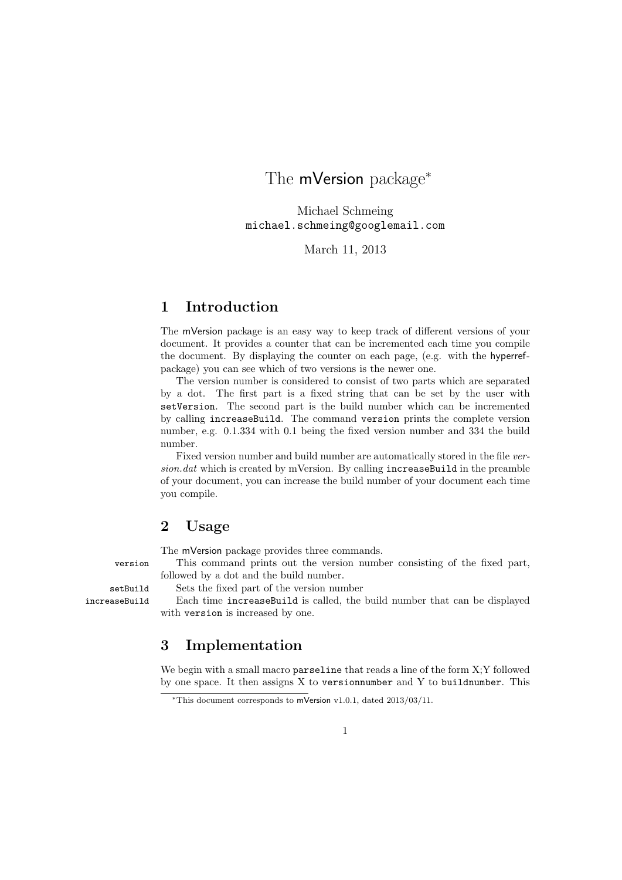# The mVersion package*

Michael Schmeing
`michael.schmeing@googlemail.com`

March 11, 2013

## 1 Introduction

The mVersion package is an easy way to keep track of different versions of your document. It provides a counter that can be incremented each time you compile the document. By displaying the counter on each page, (e.g. with the hyperref-package) you can see which of two versions is the newer one.

The version number is considered to consist of two parts which are separated by a dot. The first part is a fixed string that can be set by the user with `setVersion`. The second part is the build number which can be incremented by calling `increaseBuild`. The command `version` prints the complete version number, e.g. 0.1.334 with 0.1 being the fixed version number and 334 the build number.

Fixed version number and build number are automatically stored in the file *version.dat* which is created by mVersion. By calling `increaseBuild` in the preamble of your document, you can increase the build number of your document each time you compile.

## 2 Usage

The mVersion package provides three commands.

`version` This command prints out the version number consisting of the fixed part, followed by a dot and the build number.

`setBuild` Sets the fixed part of the version number

`increaseBuild` Each time `increaseBuild` is called, the build number that can be displayed with `version` is increased by one.

## 3 Implementation

We begin with a small macro `parseline` that reads a line of the form X;Y followed by one space. It then assigns X to `versionnumber` and Y to `buildnumber`. This

*This document corresponds to mVersion v1.0.1, dated 2013/03/11.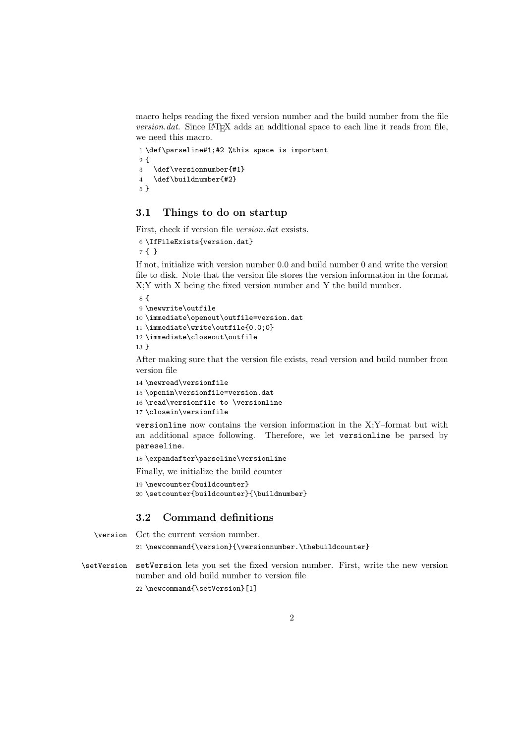macro helps reading the fixed version number and the build number from the file *version.dat*. Since LaTeX adds an additional space to each line it reads from file, we need this macro.

```
1 \def\parseline#1;#2 %this space is important
2 {
3   \def\versionnumber{#1}
4   \def\buildnumber{#2}
5 }
```

## 3.1 Things to do on startup

First, check if version file *version.dat* exsists.

```
6 \IfFileExists{version.dat}
7 { }
```

If not, initialize with version number 0.0 and build number 0 and write the version file to disk. Note that the version file stores the version information in the format X;Y with X being the fixed version number and Y the build number.

```
8 {
9 \newwrite\outfile
10 \immediate\openout\outfile=version.dat
11 \immediate\write\outfile{0.0;0}
12 \immediate\closeout\outfile
13 }
```

After making sure that the version file exists, read version and build number from version file

```
14 \newread\versionfile
15 \openin\versionfile=version.dat
16 \read\versionfile to \versionline
17 \closein\versionfile
```

`versionline` now contains the version information in the X;Y–format but with an additional space following. Therefore, we let `versionline` be parsed by `pareseline`.

```
18 \expandafter\parseline\versionline
```

Finally, we initialize the build counter

```
19 \newcounter{buildcounter}
20 \setcounter{buildcounter}{\buildnumber}
```

## 3.2 Command definitions

`\version` Get the current version number.

```
21 \newcommand{\version}{\versionnumber.\thebuildcounter}
```

`\setVersion` `setVersion` lets you set the fixed version number. First, write the new version number and old build number to version file

```
22 \newcommand{\setVersion}[1]
```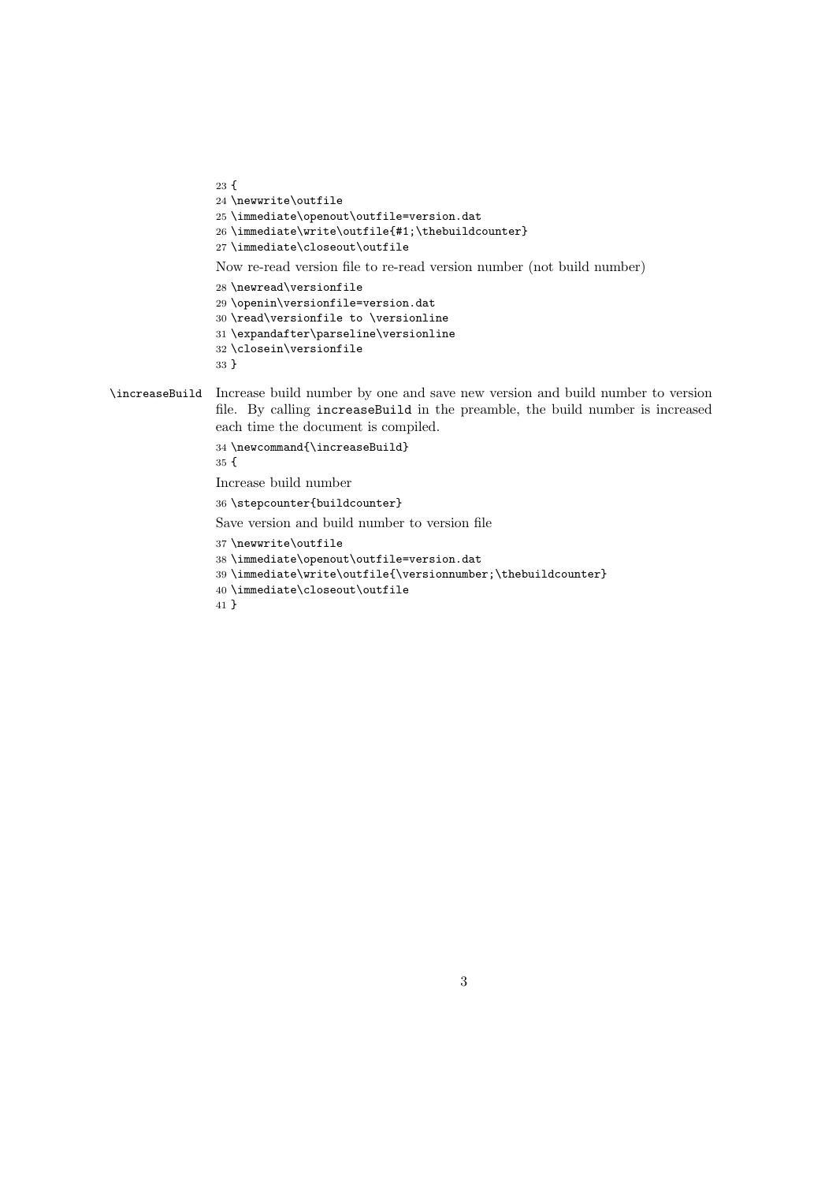```
23 {
24 \newwrite\outfile
25 \immediate\openout\outfile=version.dat
26 \immediate\write\outfile{#1;\thebuildcounter}
27 \immediate\closeout\outfile
```

Now re-read version file to re-read version number (not build number)

```
28 \newread\versionfile
29 \openin\versionfile=version.dat
30 \read\versionfile to \versionline
31 \expandafter\parseline\versionline
32 \closein\versionfile
33 }
```

`\increaseBuild` Increase build number by one and save new version and build number to version file. By calling `increaseBuild` in the preamble, the build number is increased each time the document is compiled.

```
34 \newcommand{\increaseBuild}
35 {
```

Increase build number

```
36 \stepcounter{buildcounter}
```

Save version and build number to version file

```
37 \newwrite\outfile
38 \immediate\openout\outfile=version.dat
39 \immediate\write\outfile{\versionnumber;\thebuildcounter}
40 \immediate\closeout\outfile
41 }
```